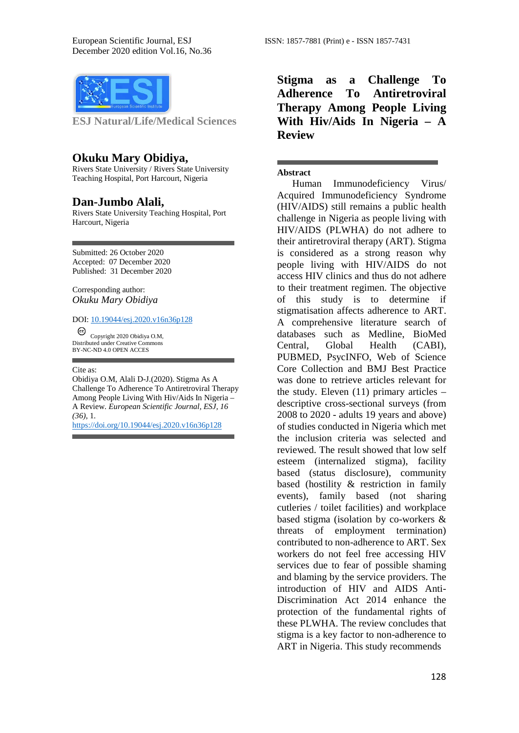ESJ Natural/Life/Medical Sciences

# Stigma as a Challenge To Adherence To Antiretroviral Therapy Among People Living With Hiv/Aids In Nigeria – A Review

## Okuku Mary Obidiya,

Rivers State University / Rivers State University Teaching Hospital, Port Harcourt, Nigeria

## Dan-Jumbo Alali,

Rivers State University Teaching Hospital, Port Harcourt, Nigeria

Submitted: 26 October 2020
Accepted: 07 December 2020
Published: 31 December 2020

Corresponding author:
*Okuku Mary Obidiya*

DOI: 10.19044/esj.2020.v16n36p128

Copyright 2020 Obidiya O.M,
Distributed under Creative Commons
BY-NC-ND 4.0 OPEN ACCES

Cite as:
Obidiya O.M, Alali D-J.(2020). Stigma As A Challenge To Adherence To Antiretroviral Therapy Among People Living With Hiv/Aids In Nigeria – A Review. *European Scientific Journal, ESJ, 16 (36)*, 1. https://doi.org/10.19044/esj.2020.v16n36p128

### Abstract

Human Immunodeficiency Virus/ Acquired Immunodeficiency Syndrome (HIV/AIDS) still remains a public health challenge in Nigeria as people living with HIV/AIDS (PLWHA) do not adhere to their antiretroviral therapy (ART). Stigma is considered as a strong reason why people living with HIV/AIDS do not access HIV clinics and thus do not adhere to their treatment regimen. The objective of this study is to determine if stigmatisation affects adherence to ART. A comprehensive literature search of databases such as Medline, BioMed Central, Global Health (CABI), PUBMED, PsycINFO, Web of Science Core Collection and BMJ Best Practice was done to retrieve articles relevant for the study. Eleven (11) primary articles – descriptive cross-sectional surveys (from 2008 to 2020 - adults 19 years and above) of studies conducted in Nigeria which met the inclusion criteria was selected and reviewed. The result showed that low self esteem (internalized stigma), facility based (status disclosure), community based (hostility & restriction in family events), family based (not sharing cutleries / toilet facilities) and workplace based stigma (isolation by co-workers & threats of employment termination) contributed to non-adherence to ART. Sex workers do not feel free accessing HIV services due to fear of possible shaming and blaming by the service providers. The introduction of HIV and AIDS Anti-Discrimination Act 2014 enhance the protection of the fundamental rights of these PLWHA. The review concludes that stigma is a key factor to non-adherence to ART in Nigeria. This study recommends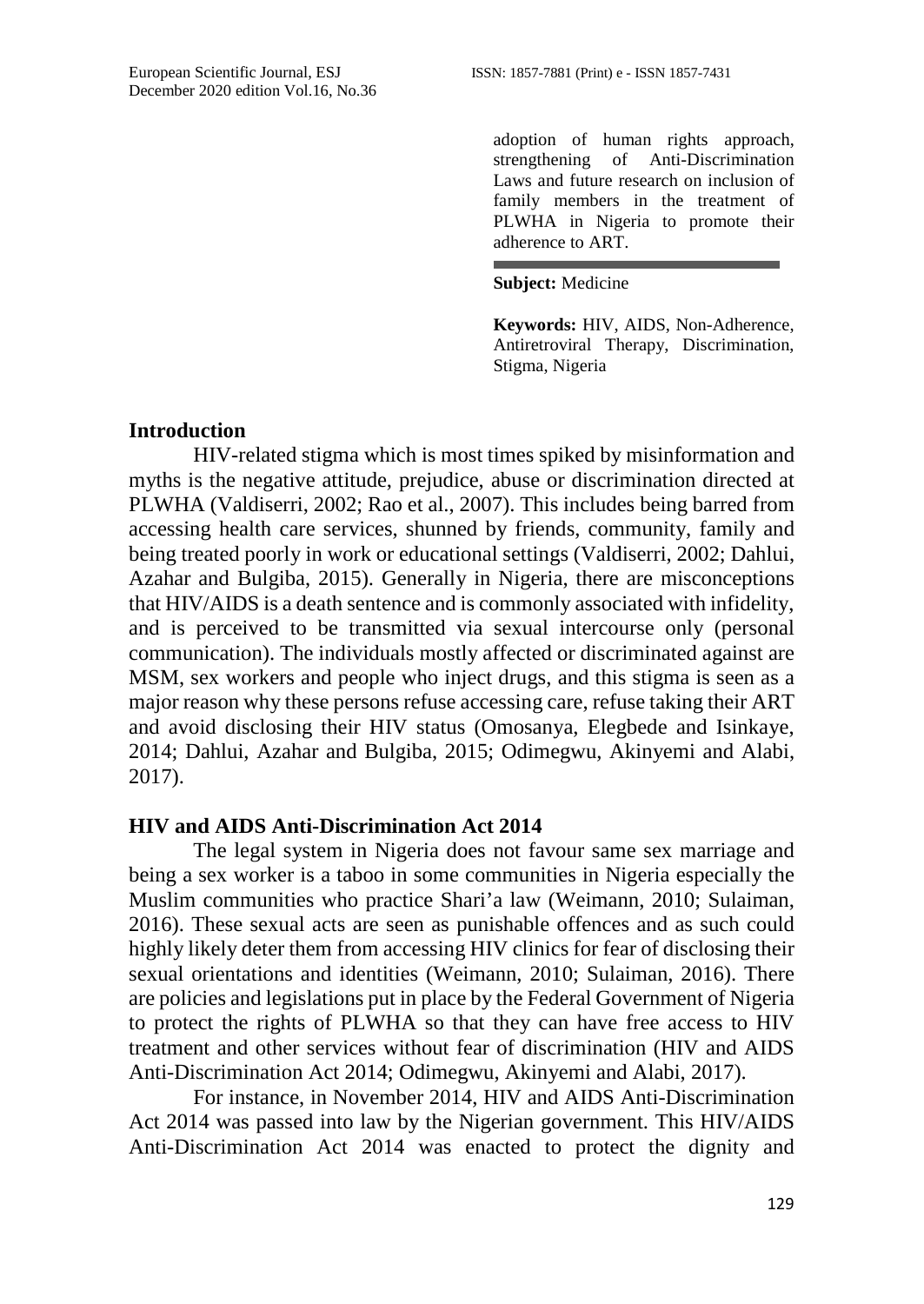adoption of human rights approach, strengthening of Anti-Discrimination Laws and future research on inclusion of family members in the treatment of PLWHA in Nigeria to promote their adherence to ART.

**Subject:** Medicine

**Keywords:** HIV, AIDS, Non-Adherence, Antiretroviral Therapy, Discrimination, Stigma, Nigeria

## Introduction

HIV-related stigma which is most times spiked by misinformation and myths is the negative attitude, prejudice, abuse or discrimination directed at PLWHA (Valdiserri, 2002; Rao et al., 2007). This includes being barred from accessing health care services, shunned by friends, community, family and being treated poorly in work or educational settings (Valdiserri, 2002; Dahlui, Azahar and Bulgiba, 2015). Generally in Nigeria, there are misconceptions that HIV/AIDS is a death sentence and is commonly associated with infidelity, and is perceived to be transmitted via sexual intercourse only (personal communication). The individuals mostly affected or discriminated against are MSM, sex workers and people who inject drugs, and this stigma is seen as a major reason why these persons refuse accessing care, refuse taking their ART and avoid disclosing their HIV status (Omosanya, Elegbede and Isinkaye, 2014; Dahlui, Azahar and Bulgiba, 2015; Odimegwu, Akinyemi and Alabi, 2017).

## HIV and AIDS Anti-Discrimination Act 2014

The legal system in Nigeria does not favour same sex marriage and being a sex worker is a taboo in some communities in Nigeria especially the Muslim communities who practice Shari'a law (Weimann, 2010; Sulaiman, 2016). These sexual acts are seen as punishable offences and as such could highly likely deter them from accessing HIV clinics for fear of disclosing their sexual orientations and identities (Weimann, 2010; Sulaiman, 2016). There are policies and legislations put in place by the Federal Government of Nigeria to protect the rights of PLWHA so that they can have free access to HIV treatment and other services without fear of discrimination (HIV and AIDS Anti-Discrimination Act 2014; Odimegwu, Akinyemi and Alabi, 2017).

For instance, in November 2014, HIV and AIDS Anti-Discrimination Act 2014 was passed into law by the Nigerian government. This HIV/AIDS Anti-Discrimination Act 2014 was enacted to protect the dignity and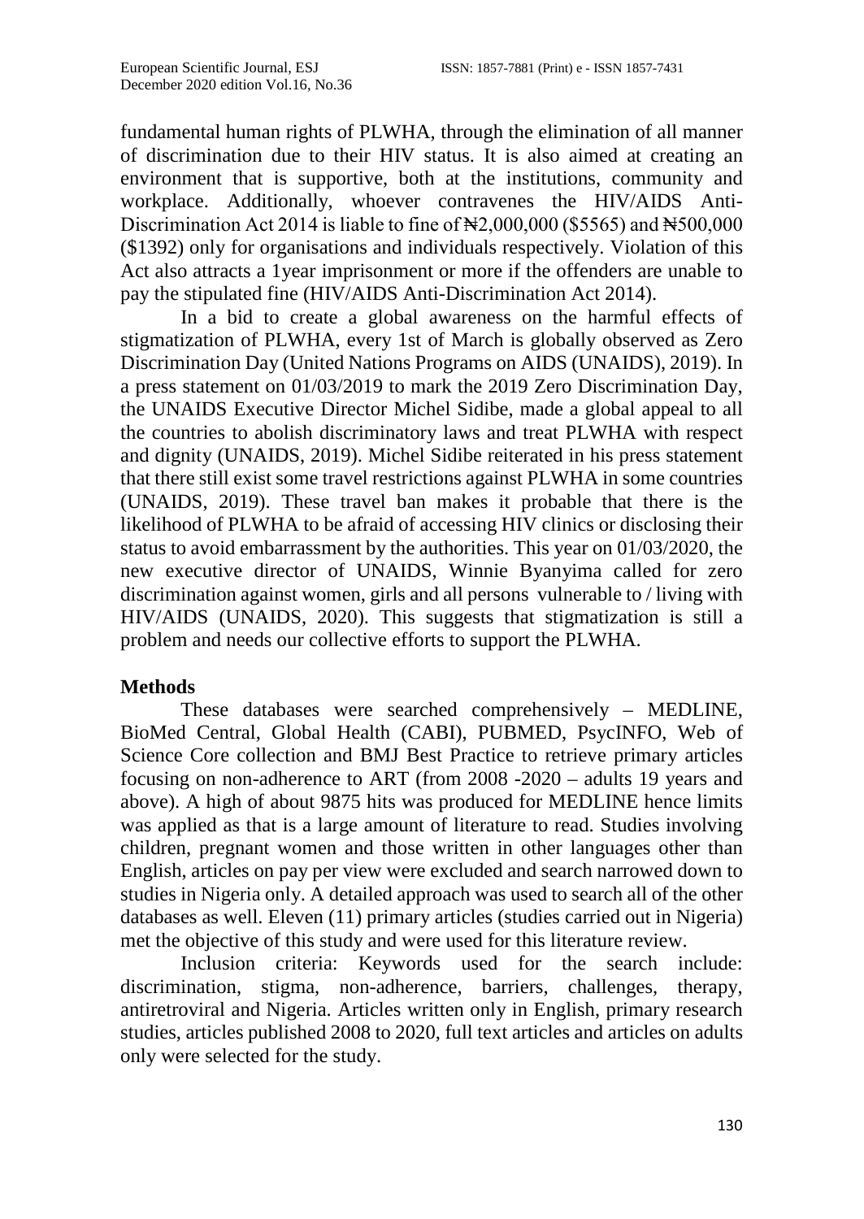fundamental human rights of PLWHA, through the elimination of all manner of discrimination due to their HIV status. It is also aimed at creating an environment that is supportive, both at the institutions, community and workplace. Additionally, whoever contravenes the HIV/AIDS Anti-Discrimination Act 2014 is liable to fine of ₦2,000,000 ($5565) and ₦500,000 ($1392) only for organisations and individuals respectively. Violation of this Act also attracts a 1year imprisonment or more if the offenders are unable to pay the stipulated fine (HIV/AIDS Anti-Discrimination Act 2014).

In a bid to create a global awareness on the harmful effects of stigmatization of PLWHA, every 1st of March is globally observed as Zero Discrimination Day (United Nations Programs on AIDS (UNAIDS), 2019). In a press statement on 01/03/2019 to mark the 2019 Zero Discrimination Day, the UNAIDS Executive Director Michel Sidibe, made a global appeal to all the countries to abolish discriminatory laws and treat PLWHA with respect and dignity (UNAIDS, 2019). Michel Sidibe reiterated in his press statement that there still exist some travel restrictions against PLWHA in some countries (UNAIDS, 2019). These travel ban makes it probable that there is the likelihood of PLWHA to be afraid of accessing HIV clinics or disclosing their status to avoid embarrassment by the authorities. This year on 01/03/2020, the new executive director of UNAIDS, Winnie Byanyima called for zero discrimination against women, girls and all persons vulnerable to / living with HIV/AIDS (UNAIDS, 2020). This suggests that stigmatization is still a problem and needs our collective efforts to support the PLWHA.

## Methods

These databases were searched comprehensively – MEDLINE, BioMed Central, Global Health (CABI), PUBMED, PsycINFO, Web of Science Core collection and BMJ Best Practice to retrieve primary articles focusing on non-adherence to ART (from 2008 -2020 – adults 19 years and above). A high of about 9875 hits was produced for MEDLINE hence limits was applied as that is a large amount of literature to read. Studies involving children, pregnant women and those written in other languages other than English, articles on pay per view were excluded and search narrowed down to studies in Nigeria only. A detailed approach was used to search all of the other databases as well. Eleven (11) primary articles (studies carried out in Nigeria) met the objective of this study and were used for this literature review.

Inclusion criteria: Keywords used for the search include: discrimination, stigma, non-adherence, barriers, challenges, therapy, antiretroviral and Nigeria. Articles written only in English, primary research studies, articles published 2008 to 2020, full text articles and articles on adults only were selected for the study.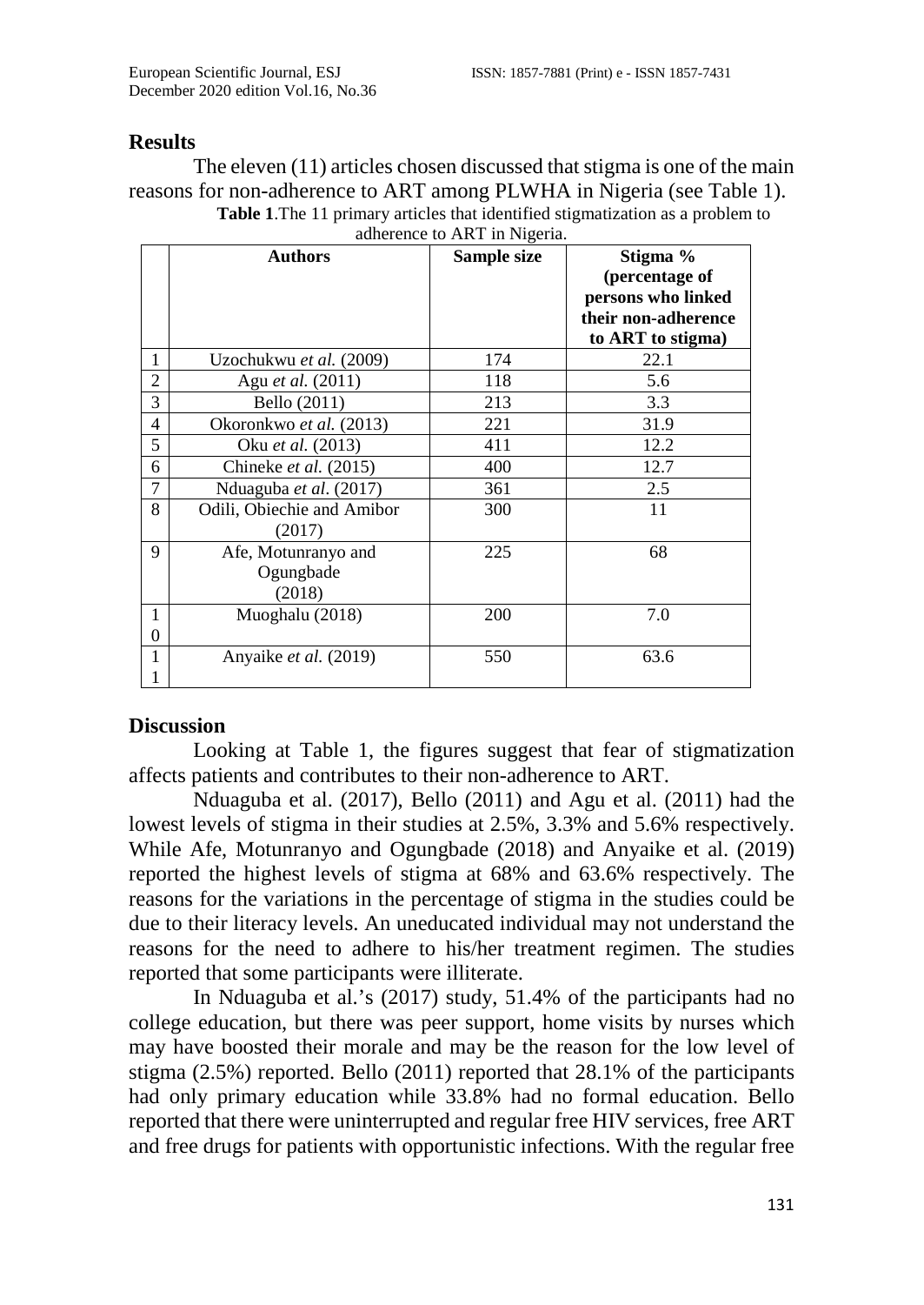## Results

The eleven (11) articles chosen discussed that stigma is one of the main reasons for non-adherence to ART among PLWHA in Nigeria (see Table 1).

**Table 1**.The 11 primary articles that identified stigmatization as a problem to adherence to ART in Nigeria.

| | Authors | Sample size | Stigma % (percentage of persons who linked their non-adherence to ART to stigma) |
|---|---|---|---|
| 1 | Uzochukwu *et al.* (2009) | 174 | 22.1 |
| 2 | Agu *et al.* (2011) | 118 | 5.6 |
| 3 | Bello (2011) | 213 | 3.3 |
| 4 | Okoronkwo *et al.* (2013) | 221 | 31.9 |
| 5 | Oku *et al.* (2013) | 411 | 12.2 |
| 6 | Chineke *et al.* (2015) | 400 | 12.7 |
| 7 | Nduaguba *et al*. (2017) | 361 | 2.5 |
| 8 | Odili, Obiechie and Amibor (2017) | 300 | 11 |
| 9 | Afe, Motunranyo and Ogungbade (2018) | 225 | 68 |
| 10 | Muoghalu (2018) | 200 | 7.0 |
| 11 | Anyaike *et al.* (2019) | 550 | 63.6 |

## Discussion

Looking at Table 1, the figures suggest that fear of stigmatization affects patients and contributes to their non-adherence to ART.

Nduaguba et al. (2017), Bello (2011) and Agu et al. (2011) had the lowest levels of stigma in their studies at 2.5%, 3.3% and 5.6% respectively. While Afe, Motunranyo and Ogungbade (2018) and Anyaike et al. (2019) reported the highest levels of stigma at 68% and 63.6% respectively. The reasons for the variations in the percentage of stigma in the studies could be due to their literacy levels. An uneducated individual may not understand the reasons for the need to adhere to his/her treatment regimen. The studies reported that some participants were illiterate.

In Nduaguba et al.'s (2017) study, 51.4% of the participants had no college education, but there was peer support, home visits by nurses which may have boosted their morale and may be the reason for the low level of stigma (2.5%) reported. Bello (2011) reported that 28.1% of the participants had only primary education while 33.8% had no formal education. Bello reported that there were uninterrupted and regular free HIV services, free ART and free drugs for patients with opportunistic infections. With the regular free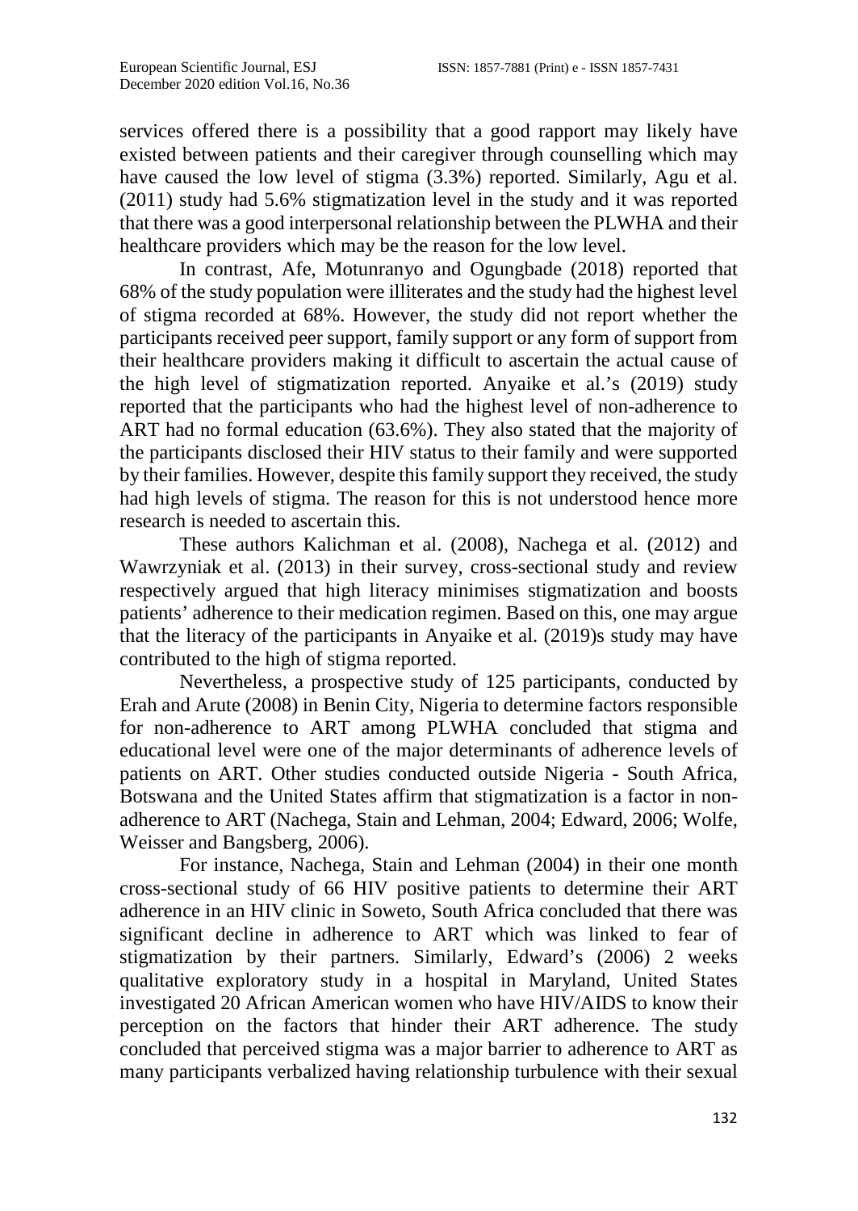services offered there is a possibility that a good rapport may likely have existed between patients and their caregiver through counselling which may have caused the low level of stigma (3.3%) reported. Similarly, Agu et al. (2011) study had 5.6% stigmatization level in the study and it was reported that there was a good interpersonal relationship between the PLWHA and their healthcare providers which may be the reason for the low level.

In contrast, Afe, Motunranyo and Ogungbade (2018) reported that 68% of the study population were illiterates and the study had the highest level of stigma recorded at 68%. However, the study did not report whether the participants received peer support, family support or any form of support from their healthcare providers making it difficult to ascertain the actual cause of the high level of stigmatization reported. Anyaike et al.'s (2019) study reported that the participants who had the highest level of non-adherence to ART had no formal education (63.6%). They also stated that the majority of the participants disclosed their HIV status to their family and were supported by their families. However, despite this family support they received, the study had high levels of stigma. The reason for this is not understood hence more research is needed to ascertain this.

These authors Kalichman et al. (2008), Nachega et al. (2012) and Wawrzyniak et al. (2013) in their survey, cross-sectional study and review respectively argued that high literacy minimises stigmatization and boosts patients' adherence to their medication regimen. Based on this, one may argue that the literacy of the participants in Anyaike et al. (2019)s study may have contributed to the high of stigma reported.

Nevertheless, a prospective study of 125 participants, conducted by Erah and Arute (2008) in Benin City, Nigeria to determine factors responsible for non-adherence to ART among PLWHA concluded that stigma and educational level were one of the major determinants of adherence levels of patients on ART. Other studies conducted outside Nigeria - South Africa, Botswana and the United States affirm that stigmatization is a factor in non-adherence to ART (Nachega, Stain and Lehman, 2004; Edward, 2006; Wolfe, Weisser and Bangsberg, 2006).

For instance, Nachega, Stain and Lehman (2004) in their one month cross-sectional study of 66 HIV positive patients to determine their ART adherence in an HIV clinic in Soweto, South Africa concluded that there was significant decline in adherence to ART which was linked to fear of stigmatization by their partners. Similarly, Edward's (2006) 2 weeks qualitative exploratory study in a hospital in Maryland, United States investigated 20 African American women who have HIV/AIDS to know their perception on the factors that hinder their ART adherence. The study concluded that perceived stigma was a major barrier to adherence to ART as many participants verbalized having relationship turbulence with their sexual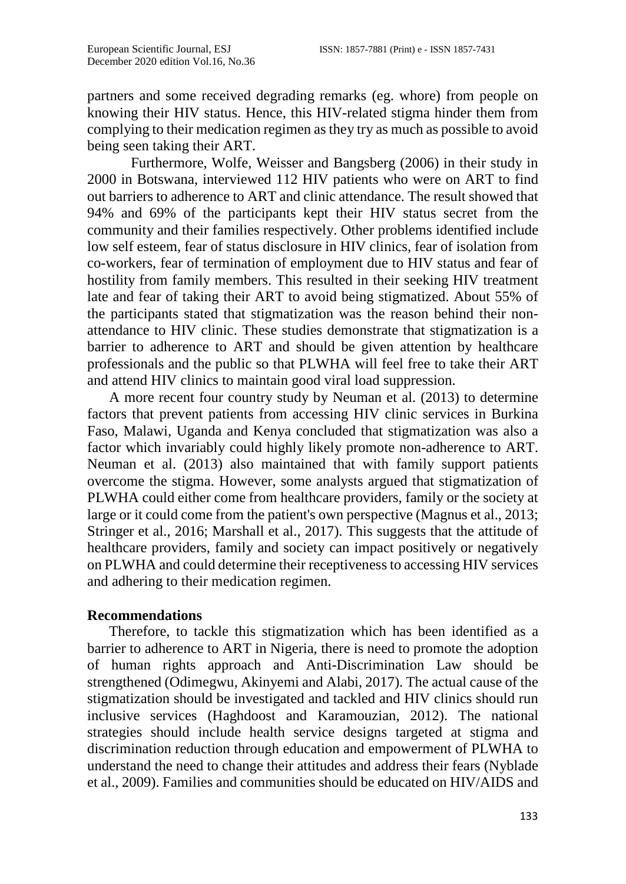partners and some received degrading remarks (eg. whore) from people on knowing their HIV status. Hence, this HIV-related stigma hinder them from complying to their medication regimen as they try as much as possible to avoid being seen taking their ART.

Furthermore, Wolfe, Weisser and Bangsberg (2006) in their study in 2000 in Botswana, interviewed 112 HIV patients who were on ART to find out barriers to adherence to ART and clinic attendance. The result showed that 94% and 69% of the participants kept their HIV status secret from the community and their families respectively. Other problems identified include low self esteem, fear of status disclosure in HIV clinics, fear of isolation from co-workers, fear of termination of employment due to HIV status and fear of hostility from family members. This resulted in their seeking HIV treatment late and fear of taking their ART to avoid being stigmatized. About 55% of the participants stated that stigmatization was the reason behind their non-attendance to HIV clinic. These studies demonstrate that stigmatization is a barrier to adherence to ART and should be given attention by healthcare professionals and the public so that PLWHA will feel free to take their ART and attend HIV clinics to maintain good viral load suppression.

A more recent four country study by Neuman et al. (2013) to determine factors that prevent patients from accessing HIV clinic services in Burkina Faso, Malawi, Uganda and Kenya concluded that stigmatization was also a factor which invariably could highly likely promote non-adherence to ART. Neuman et al. (2013) also maintained that with family support patients overcome the stigma. However, some analysts argued that stigmatization of PLWHA could either come from healthcare providers, family or the society at large or it could come from the patient's own perspective (Magnus et al., 2013; Stringer et al., 2016; Marshall et al., 2017). This suggests that the attitude of healthcare providers, family and society can impact positively or negatively on PLWHA and could determine their receptiveness to accessing HIV services and adhering to their medication regimen.

## Recommendations

Therefore, to tackle this stigmatization which has been identified as a barrier to adherence to ART in Nigeria, there is need to promote the adoption of human rights approach and Anti-Discrimination Law should be strengthened (Odimegwu, Akinyemi and Alabi, 2017). The actual cause of the stigmatization should be investigated and tackled and HIV clinics should run inclusive services (Haghdoost and Karamouzian, 2012). The national strategies should include health service designs targeted at stigma and discrimination reduction through education and empowerment of PLWHA to understand the need to change their attitudes and address their fears (Nyblade et al., 2009). Families and communities should be educated on HIV/AIDS and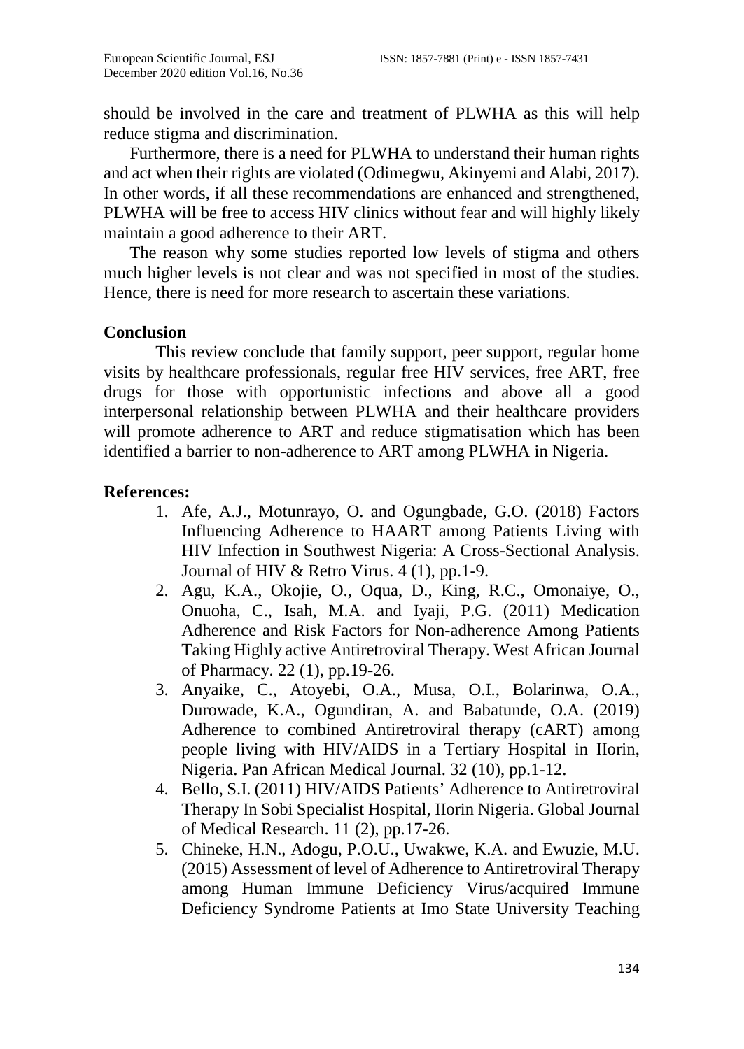should be involved in the care and treatment of PLWHA as this will help reduce stigma and discrimination.

Furthermore, there is a need for PLWHA to understand their human rights and act when their rights are violated (Odimegwu, Akinyemi and Alabi, 2017). In other words, if all these recommendations are enhanced and strengthened, PLWHA will be free to access HIV clinics without fear and will highly likely maintain a good adherence to their ART.

The reason why some studies reported low levels of stigma and others much higher levels is not clear and was not specified in most of the studies. Hence, there is need for more research to ascertain these variations.

## Conclusion

This review conclude that family support, peer support, regular home visits by healthcare professionals, regular free HIV services, free ART, free drugs for those with opportunistic infections and above all a good interpersonal relationship between PLWHA and their healthcare providers will promote adherence to ART and reduce stigmatisation which has been identified a barrier to non-adherence to ART among PLWHA in Nigeria.

## References:

1. Afe, A.J., Motunrayo, O. and Ogungbade, G.O. (2018) Factors Influencing Adherence to HAART among Patients Living with HIV Infection in Southwest Nigeria: A Cross-Sectional Analysis. Journal of HIV & Retro Virus. 4 (1), pp.1-9.
2. Agu, K.A., Okojie, O., Oqua, D., King, R.C., Omonaiye, O., Onuoha, C., Isah, M.A. and Iyaji, P.G. (2011) Medication Adherence and Risk Factors for Non-adherence Among Patients Taking Highly active Antiretroviral Therapy. West African Journal of Pharmacy. 22 (1), pp.19-26.
3. Anyaike, C., Atoyebi, O.A., Musa, O.I., Bolarinwa, O.A., Durowade, K.A., Ogundiran, A. and Babatunde, O.A. (2019) Adherence to combined Antiretroviral therapy (cART) among people living with HIV/AIDS in a Tertiary Hospital in IIorin, Nigeria. Pan African Medical Journal. 32 (10), pp.1-12.
4. Bello, S.I. (2011) HIV/AIDS Patients' Adherence to Antiretroviral Therapy In Sobi Specialist Hospital, IIorin Nigeria. Global Journal of Medical Research. 11 (2), pp.17-26.
5. Chineke, H.N., Adogu, P.O.U., Uwakwe, K.A. and Ewuzie, M.U. (2015) Assessment of level of Adherence to Antiretroviral Therapy among Human Immune Deficiency Virus/acquired Immune Deficiency Syndrome Patients at Imo State University Teaching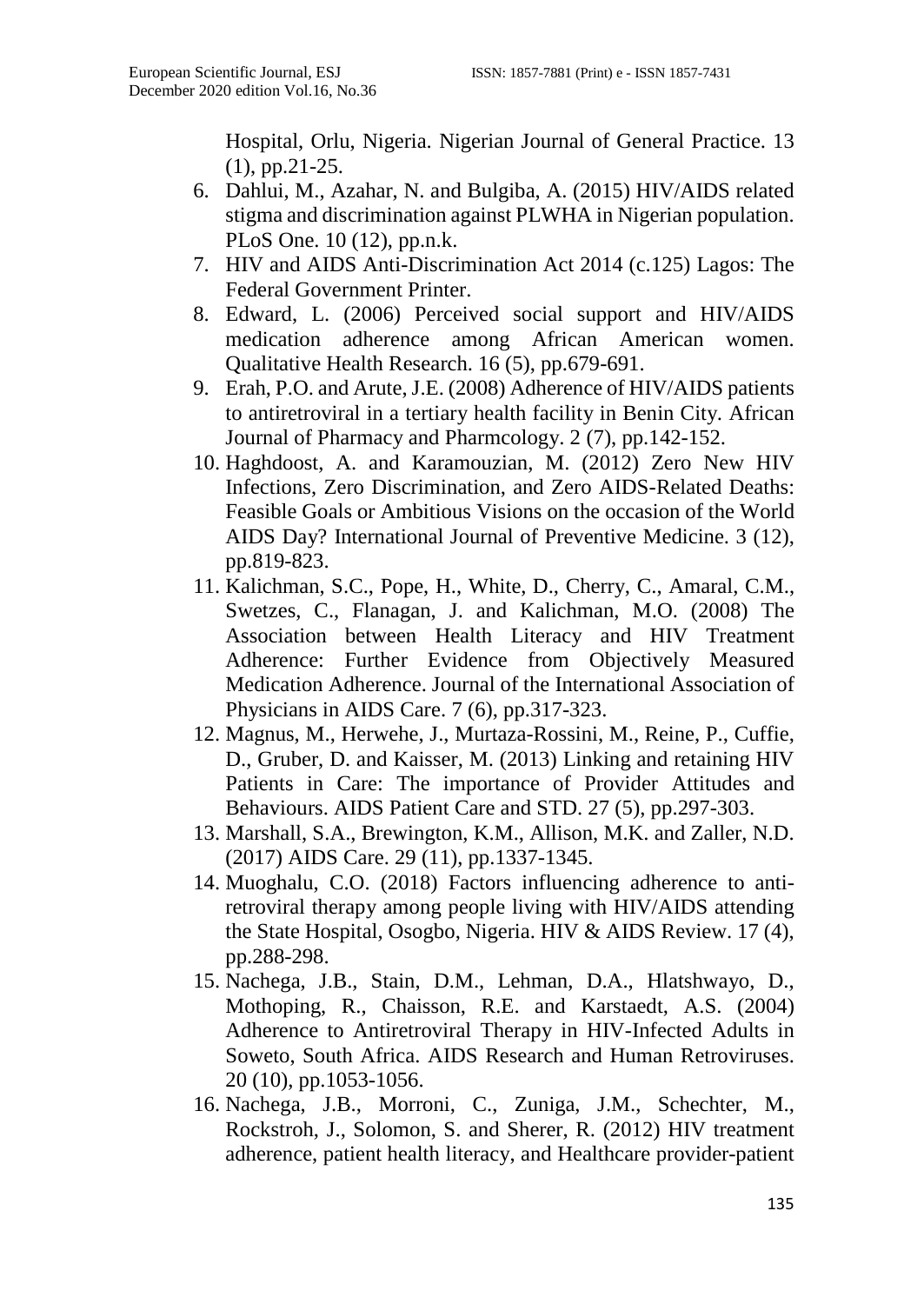Hospital, Orlu, Nigeria. Nigerian Journal of General Practice. 13 (1), pp.21-25.

6. Dahlui, M., Azahar, N. and Bulgiba, A. (2015) HIV/AIDS related stigma and discrimination against PLWHA in Nigerian population. PLoS One. 10 (12), pp.n.k.
7. HIV and AIDS Anti-Discrimination Act 2014 (c.125) Lagos: The Federal Government Printer.
8. Edward, L. (2006) Perceived social support and HIV/AIDS medication adherence among African American women. Qualitative Health Research. 16 (5), pp.679-691.
9. Erah, P.O. and Arute, J.E. (2008) Adherence of HIV/AIDS patients to antiretroviral in a tertiary health facility in Benin City. African Journal of Pharmacy and Pharmcology. 2 (7), pp.142-152.
10. Haghdoost, A. and Karamouzian, M. (2012) Zero New HIV Infections, Zero Discrimination, and Zero AIDS-Related Deaths: Feasible Goals or Ambitious Visions on the occasion of the World AIDS Day? International Journal of Preventive Medicine. 3 (12), pp.819-823.
11. Kalichman, S.C., Pope, H., White, D., Cherry, C., Amaral, C.M., Swetzes, C., Flanagan, J. and Kalichman, M.O. (2008) The Association between Health Literacy and HIV Treatment Adherence: Further Evidence from Objectively Measured Medication Adherence. Journal of the International Association of Physicians in AIDS Care. 7 (6), pp.317-323.
12. Magnus, M., Herwehe, J., Murtaza-Rossini, M., Reine, P., Cuffie, D., Gruber, D. and Kaisser, M. (2013) Linking and retaining HIV Patients in Care: The importance of Provider Attitudes and Behaviours. AIDS Patient Care and STD. 27 (5), pp.297-303.
13. Marshall, S.A., Brewington, K.M., Allison, M.K. and Zaller, N.D. (2017) AIDS Care. 29 (11), pp.1337-1345.
14. Muoghalu, C.O. (2018) Factors influencing adherence to anti-retroviral therapy among people living with HIV/AIDS attending the State Hospital, Osogbo, Nigeria. HIV & AIDS Review. 17 (4), pp.288-298.
15. Nachega, J.B., Stain, D.M., Lehman, D.A., Hlatshwayo, D., Mothoping, R., Chaisson, R.E. and Karstaedt, A.S. (2004) Adherence to Antiretroviral Therapy in HIV-Infected Adults in Soweto, South Africa. AIDS Research and Human Retroviruses. 20 (10), pp.1053-1056.
16. Nachega, J.B., Morroni, C., Zuniga, J.M., Schechter, M., Rockstroh, J., Solomon, S. and Sherer, R. (2012) HIV treatment adherence, patient health literacy, and Healthcare provider-patient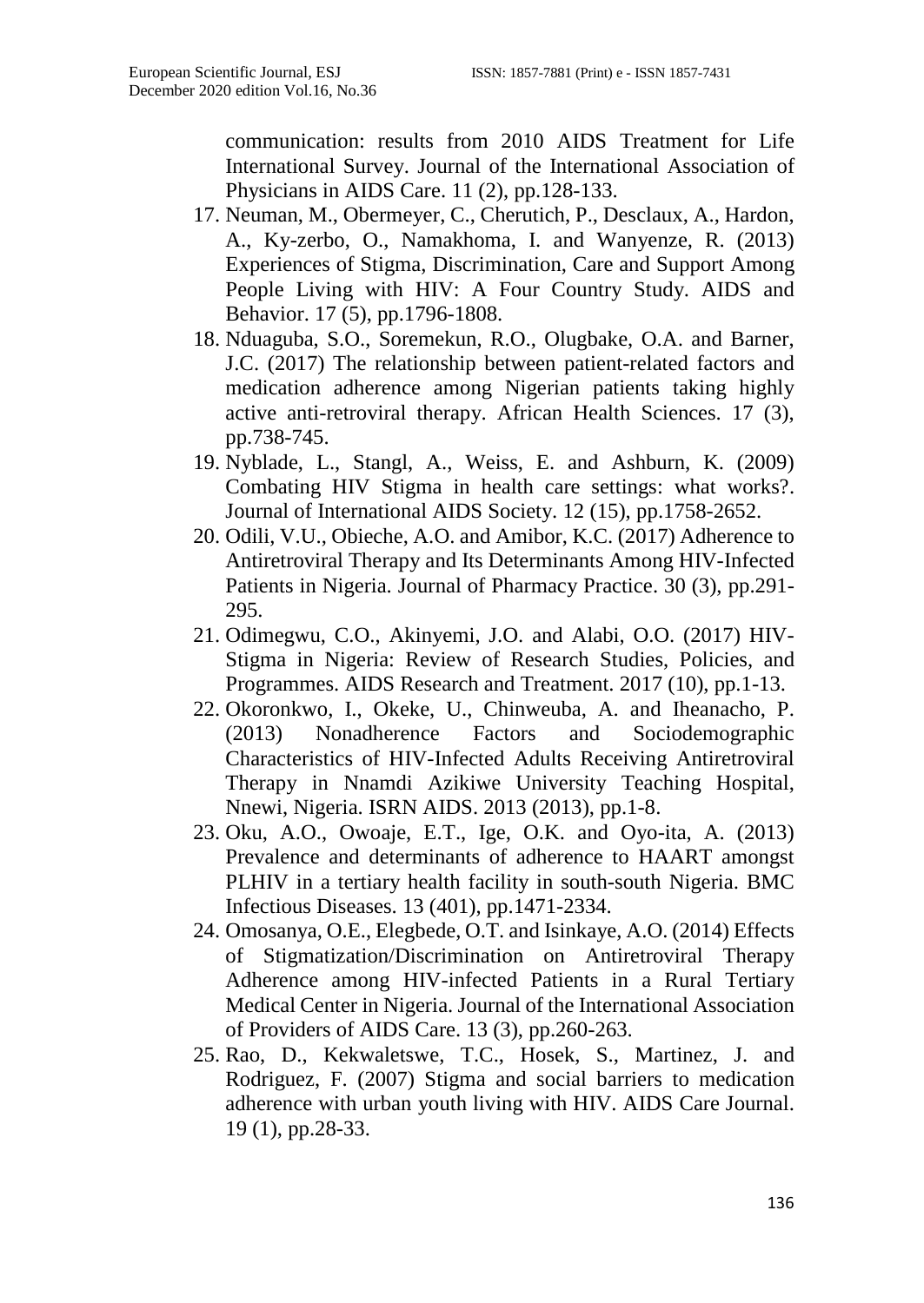communication: results from 2010 AIDS Treatment for Life International Survey. Journal of the International Association of Physicians in AIDS Care. 11 (2), pp.128-133.

17. Neuman, M., Obermeyer, C., Cherutich, P., Desclaux, A., Hardon, A., Ky-zerbo, O., Namakhoma, I. and Wanyenze, R. (2013) Experiences of Stigma, Discrimination, Care and Support Among People Living with HIV: A Four Country Study. AIDS and Behavior. 17 (5), pp.1796-1808.
18. Nduaguba, S.O., Soremekun, R.O., Olugbake, O.A. and Barner, J.C. (2017) The relationship between patient-related factors and medication adherence among Nigerian patients taking highly active anti-retroviral therapy. African Health Sciences. 17 (3), pp.738-745.
19. Nyblade, L., Stangl, A., Weiss, E. and Ashburn, K. (2009) Combating HIV Stigma in health care settings: what works?. Journal of International AIDS Society. 12 (15), pp.1758-2652.
20. Odili, V.U., Obieche, A.O. and Amibor, K.C. (2017) Adherence to Antiretroviral Therapy and Its Determinants Among HIV-Infected Patients in Nigeria. Journal of Pharmacy Practice. 30 (3), pp.291-295.
21. Odimegwu, C.O., Akinyemi, J.O. and Alabi, O.O. (2017) HIV-Stigma in Nigeria: Review of Research Studies, Policies, and Programmes. AIDS Research and Treatment. 2017 (10), pp.1-13.
22. Okoronkwo, I., Okeke, U., Chinweuba, A. and Iheanacho, P. (2013) Nonadherence Factors and Sociodemographic Characteristics of HIV-Infected Adults Receiving Antiretroviral Therapy in Nnamdi Azikiwe University Teaching Hospital, Nnewi, Nigeria. ISRN AIDS. 2013 (2013), pp.1-8.
23. Oku, A.O., Owoaje, E.T., Ige, O.K. and Oyo-ita, A. (2013) Prevalence and determinants of adherence to HAART amongst PLHIV in a tertiary health facility in south-south Nigeria. BMC Infectious Diseases. 13 (401), pp.1471-2334.
24. Omosanya, O.E., Elegbede, O.T. and Isinkaye, A.O. (2014) Effects of Stigmatization/Discrimination on Antiretroviral Therapy Adherence among HIV-infected Patients in a Rural Tertiary Medical Center in Nigeria. Journal of the International Association of Providers of AIDS Care. 13 (3), pp.260-263.
25. Rao, D., Kekwaletswe, T.C., Hosek, S., Martinez, J. and Rodriguez, F. (2007) Stigma and social barriers to medication adherence with urban youth living with HIV. AIDS Care Journal. 19 (1), pp.28-33.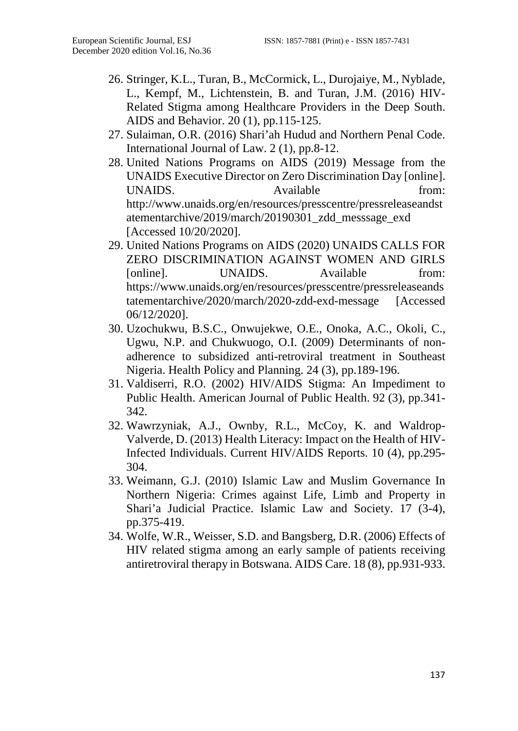26. Stringer, K.L., Turan, B., McCormick, L., Durojaiye, M., Nyblade, L., Kempf, M., Lichtenstein, B. and Turan, J.M. (2016) HIV-Related Stigma among Healthcare Providers in the Deep South. AIDS and Behavior. 20 (1), pp.115-125.
27. Sulaiman, O.R. (2016) Shari'ah Hudud and Northern Penal Code. International Journal of Law. 2 (1), pp.8-12.
28. United Nations Programs on AIDS (2019) Message from the UNAIDS Executive Director on Zero Discrimination Day [online]. UNAIDS. Available from: http://www.unaids.org/en/resources/presscentre/pressreleaseandstatementarchive/2019/march/20190301_zdd_messsage_exd [Accessed 10/20/2020].
29. United Nations Programs on AIDS (2020) UNAIDS CALLS FOR ZERO DISCRIMINATION AGAINST WOMEN AND GIRLS [online]. UNAIDS. Available from: https://www.unaids.org/en/resources/presscentre/pressreleaseandstatementarchive/2020/march/2020-zdd-exd-message [Accessed 06/12/2020].
30. Uzochukwu, B.S.C., Onwujekwe, O.E., Onoka, A.C., Okoli, C., Ugwu, N.P. and Chukwuogo, O.I. (2009) Determinants of non-adherence to subsidized anti-retroviral treatment in Southeast Nigeria. Health Policy and Planning. 24 (3), pp.189-196.
31. Valdiserri, R.O. (2002) HIV/AIDS Stigma: An Impediment to Public Health. American Journal of Public Health. 92 (3), pp.341-342.
32. Wawrzyniak, A.J., Ownby, R.L., McCoy, K. and Waldrop-Valverde, D. (2013) Health Literacy: Impact on the Health of HIV-Infected Individuals. Current HIV/AIDS Reports. 10 (4), pp.295-304.
33. Weimann, G.J. (2010) Islamic Law and Muslim Governance In Northern Nigeria: Crimes against Life, Limb and Property in Shari'a Judicial Practice. Islamic Law and Society. 17 (3-4), pp.375-419.
34. Wolfe, W.R., Weisser, S.D. and Bangsberg, D.R. (2006) Effects of HIV related stigma among an early sample of patients receiving antiretroviral therapy in Botswana. AIDS Care. 18 (8), pp.931-933.